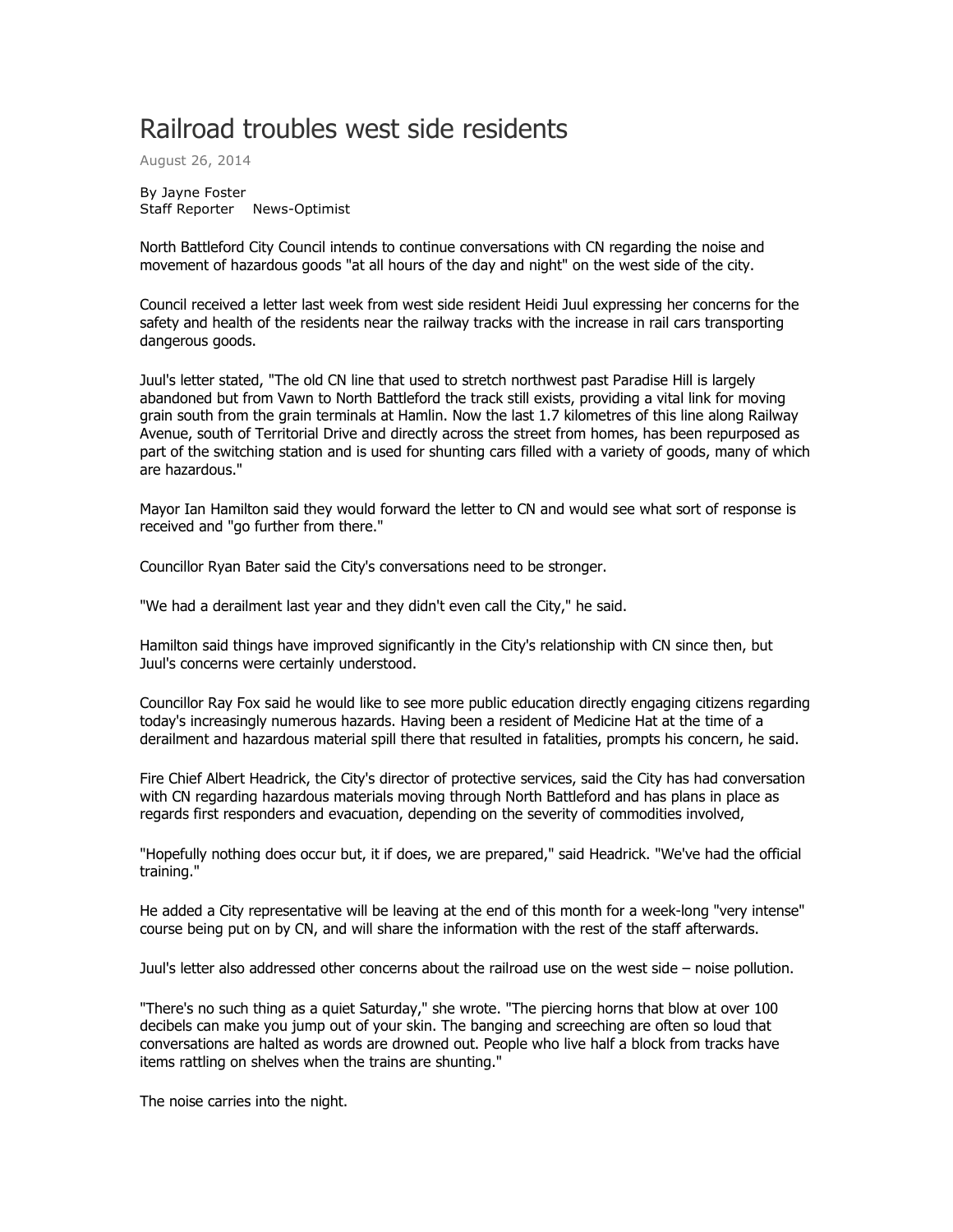# Railroad troubles west side residents

August 26, 2014

By Jayne Foster
Staff Reporter News-Optimist

North Battleford City Council intends to continue conversations with CN regarding the noise and movement of hazardous goods "at all hours of the day and night" on the west side of the city.

Council received a letter last week from west side resident Heidi Juul expressing her concerns for the safety and health of the residents near the railway tracks with the increase in rail cars transporting dangerous goods.

Juul's letter stated, "The old CN line that used to stretch northwest past Paradise Hill is largely abandoned but from Vawn to North Battleford the track still exists, providing a vital link for moving grain south from the grain terminals at Hamlin. Now the last 1.7 kilometres of this line along Railway Avenue, south of Territorial Drive and directly across the street from homes, has been repurposed as part of the switching station and is used for shunting cars filled with a variety of goods, many of which are hazardous."

Mayor Ian Hamilton said they would forward the letter to CN and would see what sort of response is received and "go further from there."

Councillor Ryan Bater said the City's conversations need to be stronger.

"We had a derailment last year and they didn't even call the City," he said.

Hamilton said things have improved significantly in the City's relationship with CN since then, but Juul's concerns were certainly understood.

Councillor Ray Fox said he would like to see more public education directly engaging citizens regarding today's increasingly numerous hazards. Having been a resident of Medicine Hat at the time of a derailment and hazardous material spill there that resulted in fatalities, prompts his concern, he said.

Fire Chief Albert Headrick, the City's director of protective services, said the City has had conversation with CN regarding hazardous materials moving through North Battleford and has plans in place as regards first responders and evacuation, depending on the severity of commodities involved,

"Hopefully nothing does occur but, it if does, we are prepared," said Headrick. "We've had the official training."

He added a City representative will be leaving at the end of this month for a week-long "very intense" course being put on by CN, and will share the information with the rest of the staff afterwards.

Juul's letter also addressed other concerns about the railroad use on the west side – noise pollution.

"There's no such thing as a quiet Saturday," she wrote. "The piercing horns that blow at over 100 decibels can make you jump out of your skin. The banging and screeching are often so loud that conversations are halted as words are drowned out. People who live half a block from tracks have items rattling on shelves when the trains are shunting."

The noise carries into the night.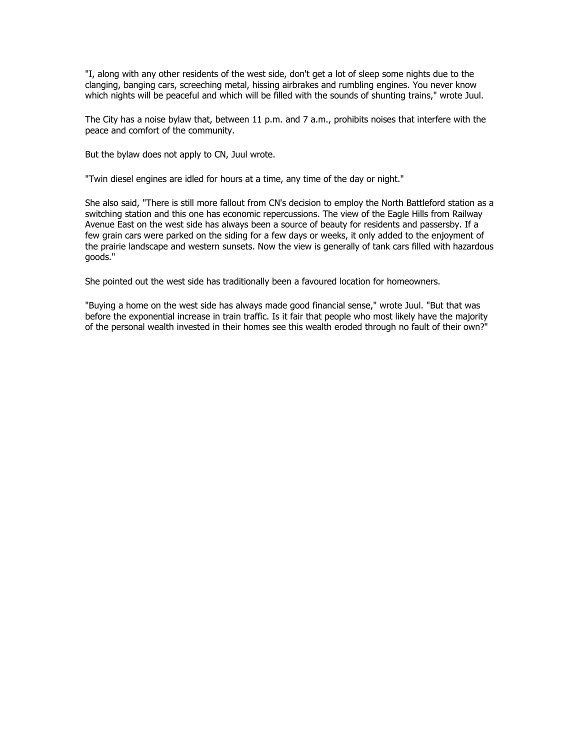"I, along with any other residents of the west side, don't get a lot of sleep some nights due to the clanging, banging cars, screeching metal, hissing airbrakes and rumbling engines. You never know which nights will be peaceful and which will be filled with the sounds of shunting trains," wrote Juul.

The City has a noise bylaw that, between 11 p.m. and 7 a.m., prohibits noises that interfere with the peace and comfort of the community.

But the bylaw does not apply to CN, Juul wrote.

"Twin diesel engines are idled for hours at a time, any time of the day or night."

She also said, "There is still more fallout from CN's decision to employ the North Battleford station as a switching station and this one has economic repercussions. The view of the Eagle Hills from Railway Avenue East on the west side has always been a source of beauty for residents and passersby. If a few grain cars were parked on the siding for a few days or weeks, it only added to the enjoyment of the prairie landscape and western sunsets. Now the view is generally of tank cars filled with hazardous goods."

She pointed out the west side has traditionally been a favoured location for homeowners.

"Buying a home on the west side has always made good financial sense," wrote Juul. "But that was before the exponential increase in train traffic. Is it fair that people who most likely have the majority of the personal wealth invested in their homes see this wealth eroded through no fault of their own?"